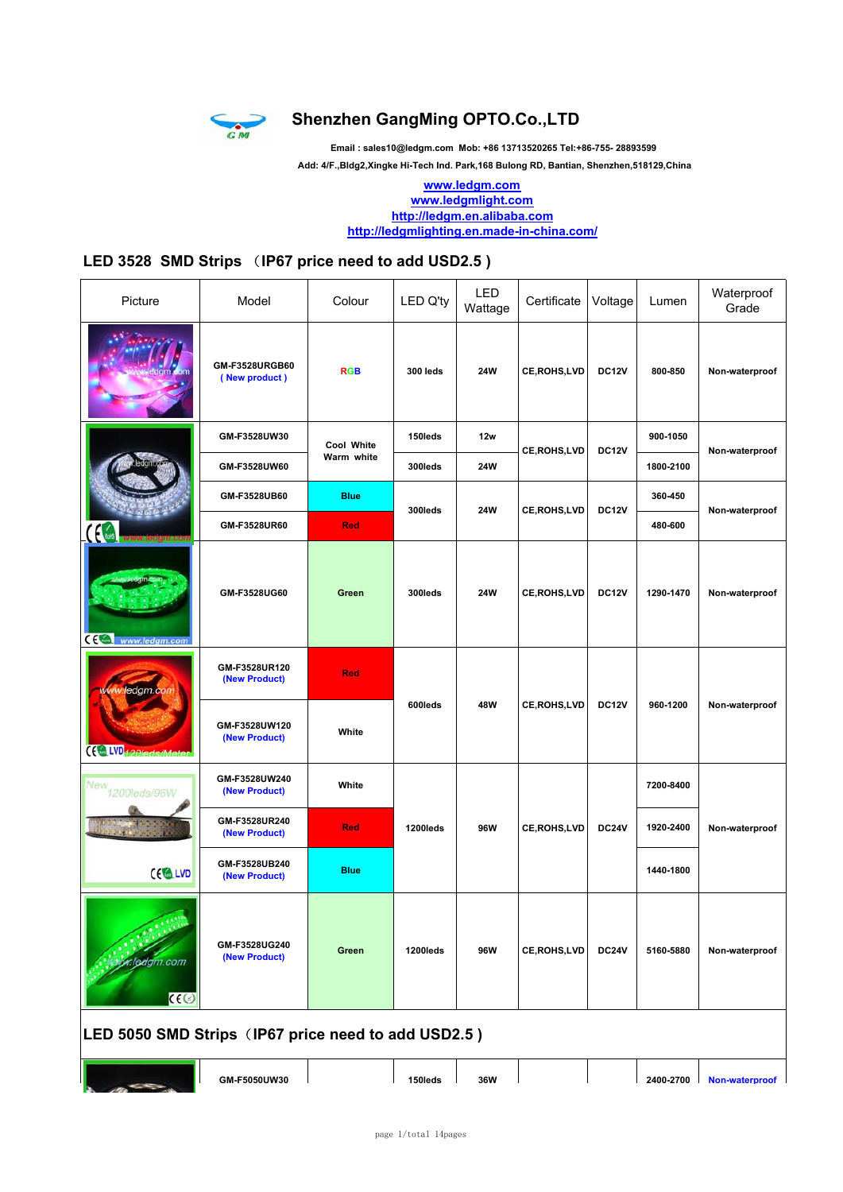# Shenzhen GangMing OPTO.Co.,LTD

**Email : sales10@ledgm.com Mob: +86 13713520265 Tel:+86-755- 28893599**

**Add: 4/F.,Bldg2,Xingke Hi-Tech Ind. Park,168 Bulong RD, Bantian, Shenzhen,518129,China**

www.ledgm.com
www.ledgmlight.com
http://ledgm.en.alibaba.com
http://ledgmlighting.en.made-in-china.com/

## LED 3528 SMD Strips （IP67 price need to add USD2.5 )

| Picture | Model | Colour | LED Q'ty | LED Wattage | Certificate | Voltage | Lumen | Waterproof Grade |
|---|---|---|---|---|---|---|---|---|
| | GM-F3528URGB60 ( New product ) | RGB | 300 leds | 24W | CE,ROHS,LVD | DC12V | 800-850 | Non-waterproof |
| | GM-F3528UW30 | Cool White Warm white | 150leds | 12w | CE,ROHS,LVD | DC12V | 900-1050 | Non-waterproof |
| | GM-F3528UW60 | | 300leds | 24W | | | 1800-2100 | |
| | GM-F3528UB60 | Blue | 300leds | 24W | CE,ROHS,LVD | DC12V | 360-450 | Non-waterproof |
| | GM-F3528UR60 | Red | | | | | 480-600 | |
| | GM-F3528UG60 | Green | 300leds | 24W | CE,ROHS,LVD | DC12V | 1290-1470 | Non-waterproof |
| | GM-F3528UR120 (New Product) | Red | 600leds | 48W | CE,ROHS,LVD | DC12V | 960-1200 | Non-waterproof |
| | GM-F3528UW120 (New Product) | White | | | | | | |
| | GM-F3528UW240 (New Product) | White | 1200leds | 96W | CE,ROHS,LVD | DC24V | 7200-8400 | Non-waterproof |
| | GM-F3528UR240 (New Product) | Red | | | | | 1920-2400 | |
| | GM-F3528UB240 (New Product) | Blue | | | | | 1440-1800 | |
| | GM-F3528UG240 (New Product) | Green | 1200leds | 96W | CE,ROHS,LVD | DC24V | 5160-5880 | Non-waterproof |

## LED 5050 SMD Strips（IP67 price need to add USD2.5 )

| Picture | Model | Colour | LED Q'ty | LED Wattage | Certificate | Voltage | Lumen | Waterproof Grade |
|---|---|---|---|---|---|---|---|---|
| | GM-F5050UW30 | | 150leds | 36W | | | 2400-2700 | Non-waterproof |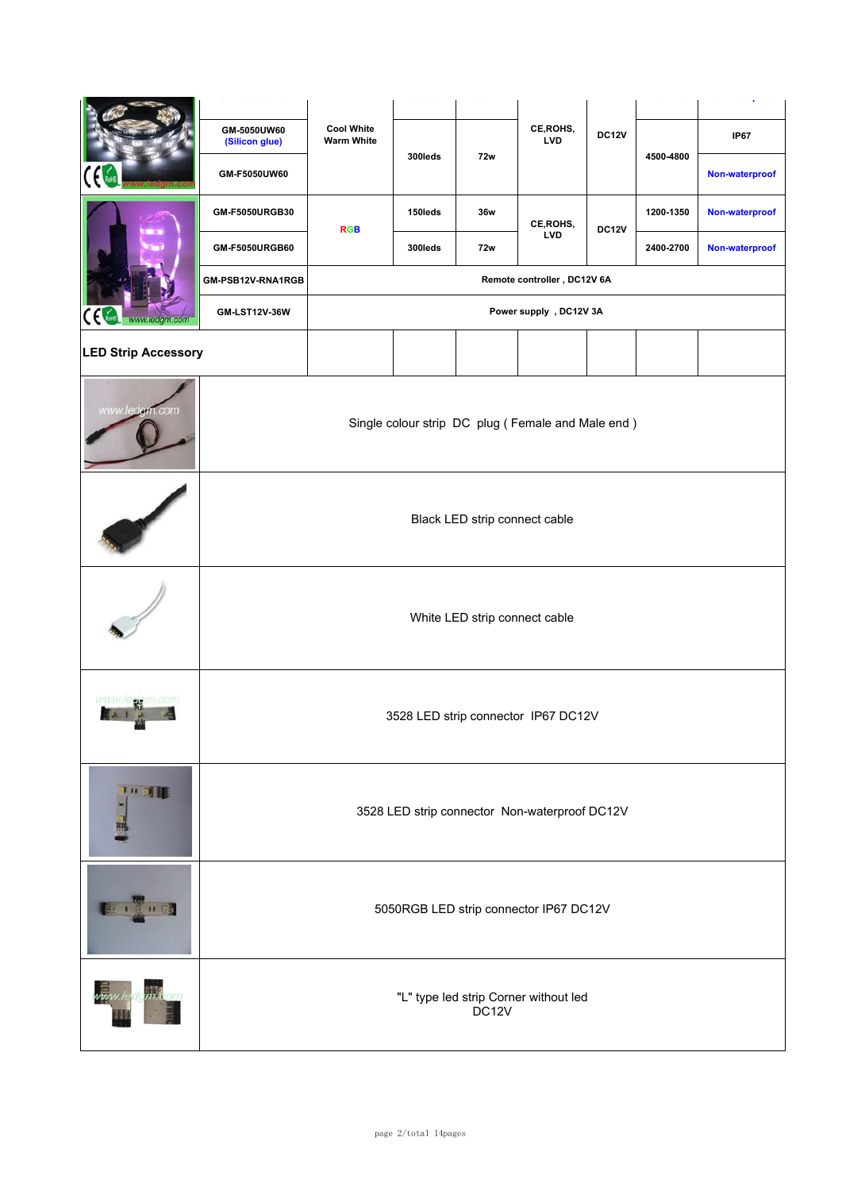| | Model | Color | LEDs | Power | Certification | Voltage | Lumen | Waterproof |
|---|---|---|---|---|---|---|---|---|
| | GM-5050UW60 (Silicon glue) | Cool White Warm White | 300leds | 72w | CE,ROHS, LVD | DC12V | 4500-4800 | IP67 |
| | GM-F5050UW60 | | | | | | | Non-waterproof |
| | GM-F5050URGB30 | RGB | 150leds | 36w | CE,ROHS, LVD | DC12V | 1200-1350 | Non-waterproof |
| | GM-F5050URGB60 | | 300leds | 72w | | | 2400-2700 | Non-waterproof |
| | GM-PSB12V-RNA1RGB | Remote controller , DC12V 6A | | | | | | |
| | GM-LST12V-36W | Power supply , DC12V 3A | | | | | | |

## LED Strip Accessory

| | |
|---|---|
| | Single colour strip DC plug ( Female and Male end ) |
| | Black LED strip connect cable |
| | White LED strip connect cable |
| | 3528 LED strip connector IP67 DC12V |
| | 3528 LED strip connector Non-waterproof DC12V |
| | 5050RGB LED strip connector IP67 DC12V |
| | "L" type led strip Corner without led DC12V |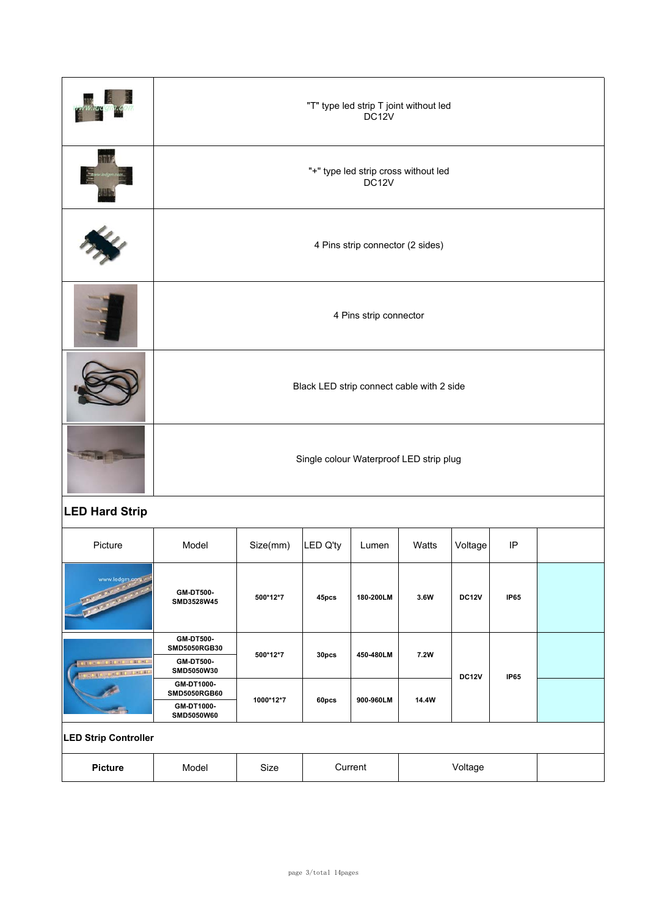| | |
|---|---|
| | "T" type led strip T joint without led DC12V |
| | "+" type led strip cross without led DC12V |
| | 4 Pins strip connector (2 sides) |
| | 4 Pins strip connector |
| | Black LED strip connect cable with 2 side |
| | Single colour Waterproof LED strip plug |

## LED Hard Strip

| Picture | Model | Size(mm) | LED Q'ty | Lumen | Watts | Voltage | IP | |
|---|---|---|---|---|---|---|---|---|
| | **GM-DT500-SMD3528W45** | **500*12*7** | **45pcs** | **180-200LM** | **3.6W** | **DC12V** | **IP65** | |
| | **GM-DT500-SMD5050RGB30** | **500*12*7** | **30pcs** | **450-480LM** | **7.2W** | **DC12V** | **IP65** | |
| | **GM-DT500-SMD5050W30** | | | | | | | |
| | **GM-DT1000-SMD5050RGB60** | **1000*12*7** | **60pcs** | **900-960LM** | **14.4W** | | | |
| | **GM-DT1000-SMD5050W60** | | | | | | | |

## LED Strip Controller

| **Picture** | Model | Size | Current | Voltage | |
|---|---|---|---|---|---|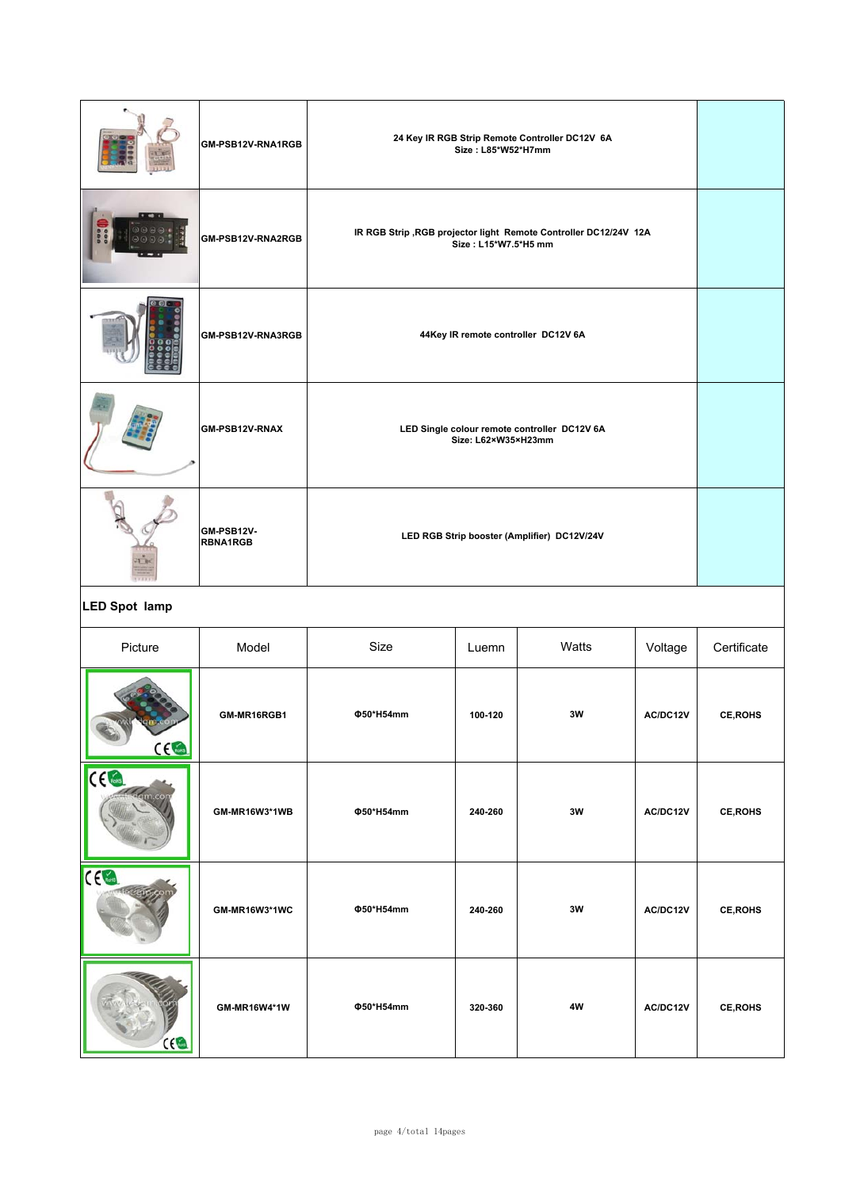|  |  |  |  |
|---|---|---|---|
|  | GM-PSB12V-RNA1RGB | 24 Key IR RGB Strip Remote Controller DC12V 6A<br>Size : L85*W52*H7mm |  |
|  | GM-PSB12V-RNA2RGB | IR RGB Strip ,RGB projector light Remote Controller DC12/24V 12A<br>Size : L15*W7.5*H5 mm |  |
|  | GM-PSB12V-RNA3RGB | 44Key IR remote controller DC12V 6A |  |
|  | GM-PSB12V-RNAX | LED Single colour remote controller DC12V 6A<br>Size: L62×W35×H23mm |  |
|  | GM-PSB12V-RBNA1RGB | LED RGB Strip booster (Amplifier) DC12V/24V |  |

## LED Spot lamp

| Picture | Model | Size | Luemn | Watts | Voltage | Certificate |
|---|---|---|---|---|---|---|
|  | GM-MR16RGB1 | Φ50*H54mm | 100-120 | 3W | AC/DC12V | CE,ROHS |
|  | GM-MR16W3*1WB | Φ50*H54mm | 240-260 | 3W | AC/DC12V | CE,ROHS |
|  | GM-MR16W3*1WC | Φ50*H54mm | 240-260 | 3W | AC/DC12V | CE,ROHS |
|  | GM-MR16W4*1W | Φ50*H54mm | 320-360 | 4W | AC/DC12V | CE,ROHS |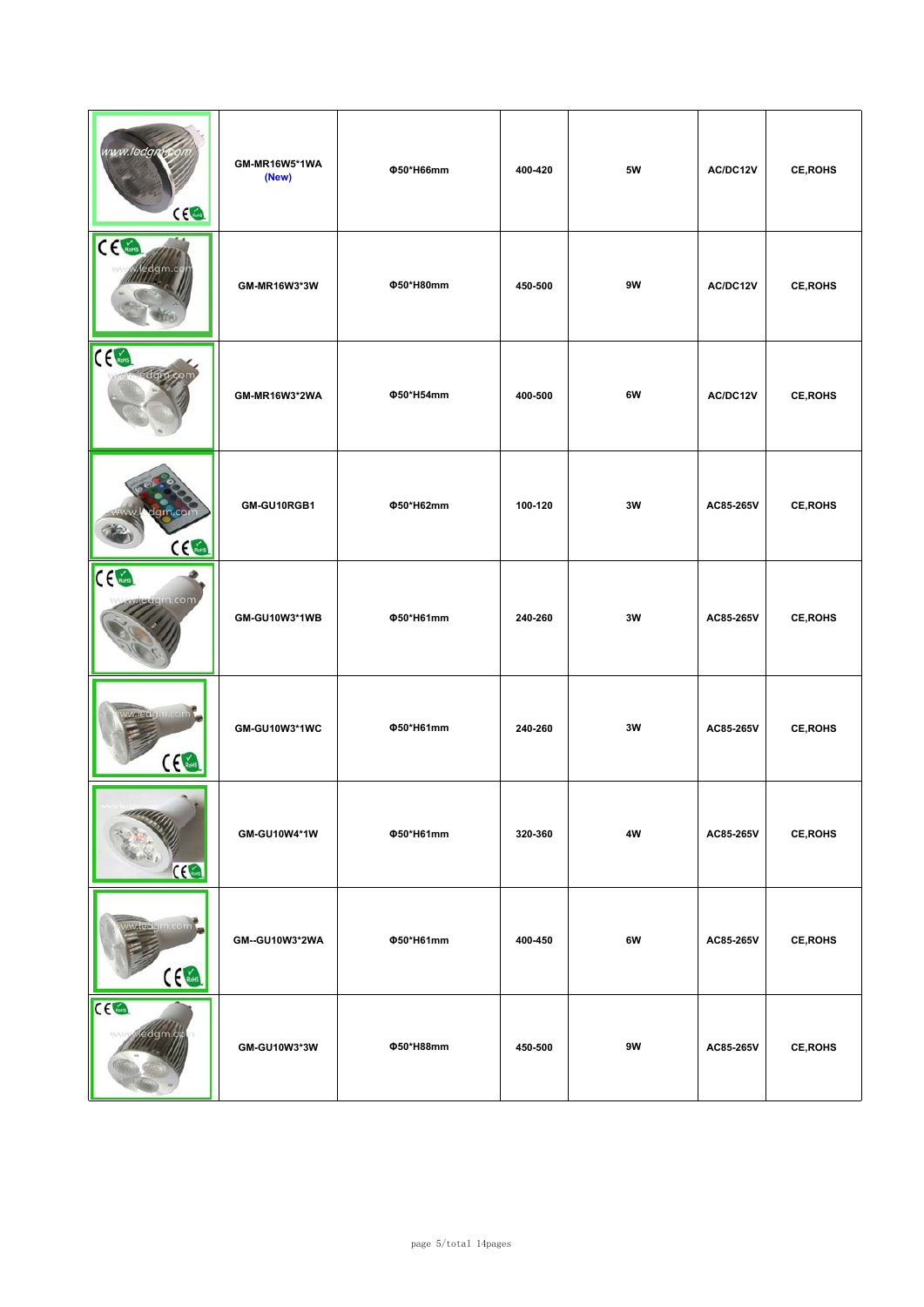| | | | | | | |
|---|---|---|---|---|---|---|
| | GM-MR16W5*1WA (New) | Φ50*H66mm | 400-420 | 5W | AC/DC12V | CE,ROHS |
| | GM-MR16W3*3W | Φ50*H80mm | 450-500 | 9W | AC/DC12V | CE,ROHS |
| | GM-MR16W3*2WA | Φ50*H54mm | 400-500 | 6W | AC/DC12V | CE,ROHS |
| | GM-GU10RGB1 | Φ50*H62mm | 100-120 | 3W | AC85-265V | CE,ROHS |
| | GM-GU10W3*1WB | Φ50*H61mm | 240-260 | 3W | AC85-265V | CE,ROHS |
| | GM-GU10W3*1WC | Φ50*H61mm | 240-260 | 3W | AC85-265V | CE,ROHS |
| | GM-GU10W4*1W | Φ50*H61mm | 320-360 | 4W | AC85-265V | CE,ROHS |
| | GM--GU10W3*2WA | Φ50*H61mm | 400-450 | 6W | AC85-265V | CE,ROHS |
| | GM-GU10W3*3W | Φ50*H88mm | 450-500 | 9W | AC85-265V | CE,ROHS |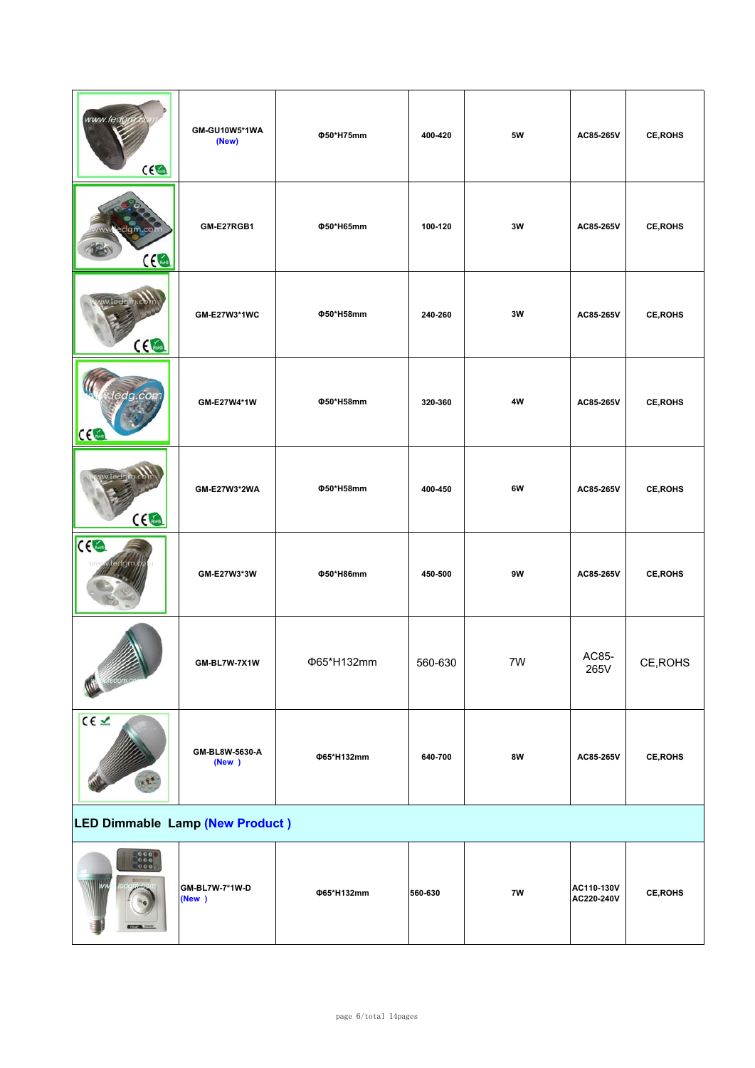| | | | | | | |
|---|---|---|---|---|---|---|
| | GM-GU10W5*1WA (New) | Φ50*H75mm | 400-420 | 5W | AC85-265V | CE,ROHS |
| | GM-E27RGB1 | Φ50*H65mm | 100-120 | 3W | AC85-265V | CE,ROHS |
| | GM-E27W3*1WC | Φ50*H58mm | 240-260 | 3W | AC85-265V | CE,ROHS |
| | GM-E27W4*1W | Φ50*H58mm | 320-360 | 4W | AC85-265V | CE,ROHS |
| | GM-E27W3*2WA | Φ50*H58mm | 400-450 | 6W | AC85-265V | CE,ROHS |
| | GM-E27W3*3W | Φ50*H86mm | 450-500 | 9W | AC85-265V | CE,ROHS |
| | GM-BL7W-7X1W | Φ65*H132mm | 560-630 | 7W | AC85-265V | CE,ROHS |
| | GM-BL8W-5630-A (New ) | Φ65*H132mm | 640-700 | 8W | AC85-265V | CE,ROHS |
| **LED Dimmable Lamp (New Product )** | | | | | | |
| | GM-BL7W-7*1W-D (New ) | Φ65*H132mm | 560-630 | 7W | AC110-130V AC220-240V | CE,ROHS |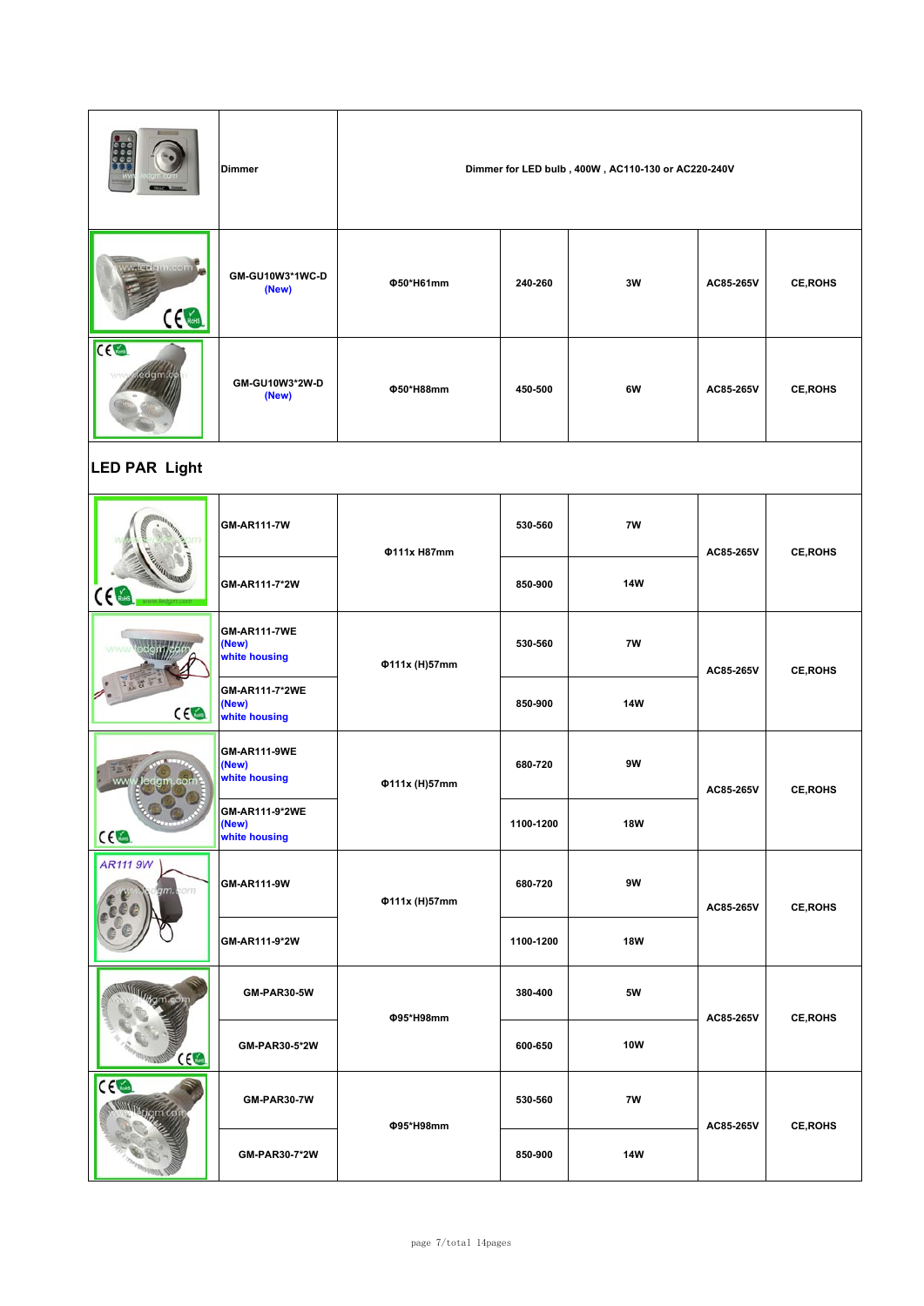| | | | | | | |
|---|---|---|---|---|---|---|
| | Dimmer | Dimmer for LED bulb , 400W , AC110-130 or AC220-240V | | | | |
| | GM-GU10W3*1WC-D (New) | Φ50*H61mm | 240-260 | 3W | AC85-265V | CE,ROHS |
| | GM-GU10W3*2W-D (New) | Φ50*H88mm | 450-500 | 6W | AC85-265V | CE,ROHS |

## LED PAR Light

| | | | | | | |
|---|---|---|---|---|---|---|
| | GM-AR111-7W | Φ111x H87mm | 530-560 | 7W | AC85-265V | CE,ROHS |
| | GM-AR111-7*2W | | 850-900 | 14W | | |
| | GM-AR111-7WE (New) white housing | Φ111x (H)57mm | 530-560 | 7W | AC85-265V | CE,ROHS |
| | GM-AR111-7*2WE (New) white housing | | 850-900 | 14W | | |
| | GM-AR111-9WE (New) white housing | Φ111x (H)57mm | 680-720 | 9W | AC85-265V | CE,ROHS |
| | GM-AR111-9*2WE (New) white housing | | 1100-1200 | 18W | | |
| | GM-AR111-9W | Φ111x (H)57mm | 680-720 | 9W | AC85-265V | CE,ROHS |
| | GM-AR111-9*2W | | 1100-1200 | 18W | | |
| | GM-PAR30-5W | Φ95*H98mm | 380-400 | 5W | AC85-265V | CE,ROHS |
| | GM-PAR30-5*2W | | 600-650 | 10W | | |
| | GM-PAR30-7W | Φ95*H98mm | 530-560 | 7W | AC85-265V | CE,ROHS |
| | GM-PAR30-7*2W | | 850-900 | 14W | | |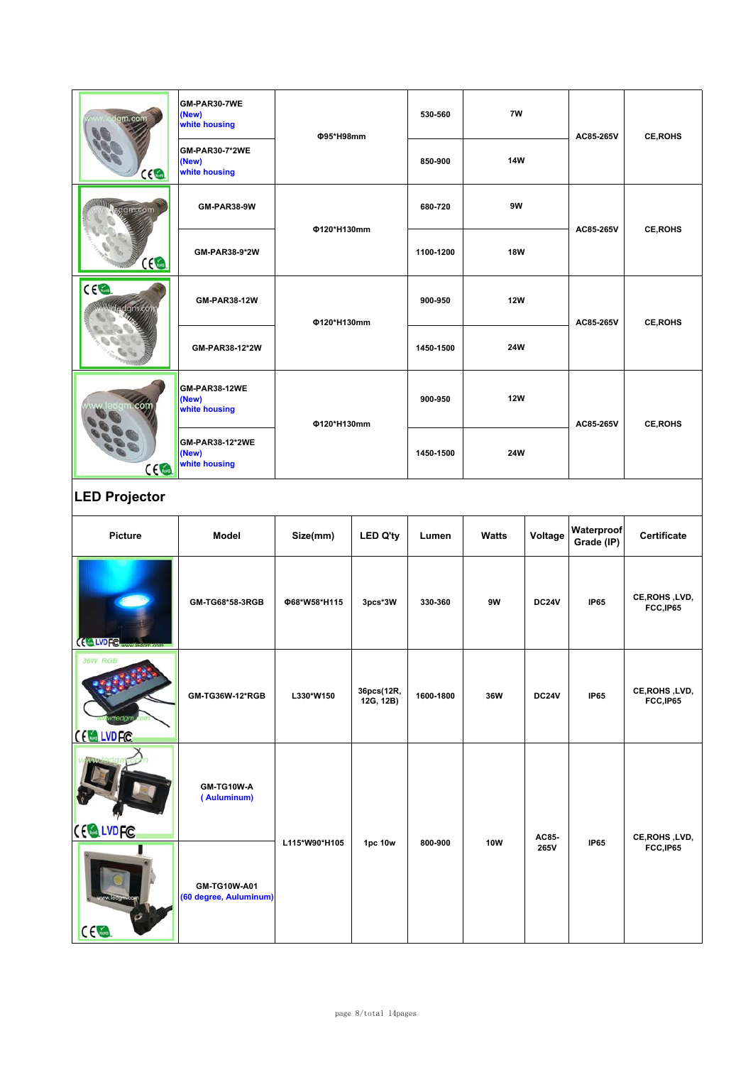| | Model | Size | Lumen | Watts | Voltage | Certificate |
|---|---|---|---|---|---|---|
| | GM-PAR30-7WE (New) white housing | Φ95*H98mm | 530-560 | 7W | AC85-265V | CE,ROHS |
| | GM-PAR30-7*2WE (New) white housing | | 850-900 | 14W | | |
| | GM-PAR38-9W | Φ120*H130mm | 680-720 | 9W | AC85-265V | CE,ROHS |
| | GM-PAR38-9*2W | | 1100-1200 | 18W | | |
| | GM-PAR38-12W | Φ120*H130mm | 900-950 | 12W | AC85-265V | CE,ROHS |
| | GM-PAR38-12*2W | | 1450-1500 | 24W | | |
| | GM-PAR38-12WE (New) white housing | Φ120*H130mm | 900-950 | 12W | AC85-265V | CE,ROHS |
| | GM-PAR38-12*2WE (New) white housing | | 1450-1500 | 24W | | |

## LED Projector

| Picture | Model | Size(mm) | LED Q'ty | Lumen | Watts | Voltage | Waterproof Grade (IP) | Certificate |
|---|---|---|---|---|---|---|---|---|
| | GM-TG68*58-3RGB | Φ68*W58*H115 | 3pcs*3W | 330-360 | 9W | DC24V | IP65 | CE,ROHS ,LVD, FCC,IP65 |
| | GM-TG36W-12*RGB | L330*W150 | 36pcs(12R, 12G, 12B) | 1600-1800 | 36W | DC24V | IP65 | CE,ROHS ,LVD, FCC,IP65 |
| | GM-TG10W-A ( Auluminum) | L115*W90*H105 | 1pc 10w | 800-900 | 10W | AC85-265V | IP65 | CE,ROHS ,LVD, FCC,IP65 |
| | GM-TG10W-A01 (60 degree, Auluminum) | | | | | | | |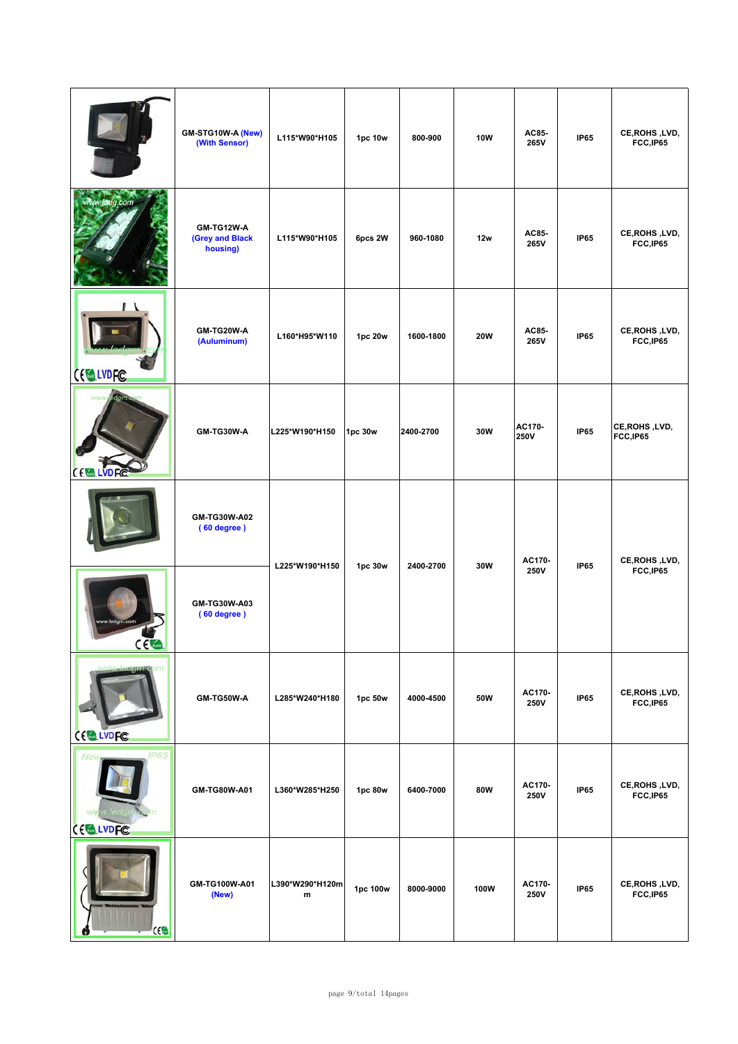| | | | | | | | | |
|---|---|---|---|---|---|---|---|---|
| | GM-STG10W-A (New) (With Sensor) | L115*W90*H105 | 1pc 10w | 800-900 | 10W | AC85-265V | IP65 | CE,ROHS ,LVD, FCC,IP65 |
| | GM-TG12W-A (Grey and Black housing) | L115*W90*H105 | 6pcs 2W | 960-1080 | 12w | AC85-265V | IP65 | CE,ROHS ,LVD, FCC,IP65 |
| | GM-TG20W-A (Auluminum) | L160*H95*W110 | 1pc 20w | 1600-1800 | 20W | AC85-265V | IP65 | CE,ROHS ,LVD, FCC,IP65 |
| | GM-TG30W-A | L225*W190*H150 | 1pc 30w | 2400-2700 | 30W | AC170-250V | IP65 | CE,ROHS ,LVD, FCC,IP65 |
| | GM-TG30W-A02 ( 60 degree ) | L225*W190*H150 | 1pc 30w | 2400-2700 | 30W | AC170-250V | IP65 | CE,ROHS ,LVD, FCC,IP65 |
| | GM-TG30W-A03 ( 60 degree ) | | | | | | | |
| | GM-TG50W-A | L285*W240*H180 | 1pc 50w | 4000-4500 | 50W | AC170-250V | IP65 | CE,ROHS ,LVD, FCC,IP65 |
| | GM-TG80W-A01 | L360*W285*H250 | 1pc 80w | 6400-7000 | 80W | AC170-250V | IP65 | CE,ROHS ,LVD, FCC,IP65 |
| | GM-TG100W-A01 (New) | L390*W290*H120mm | 1pc 100w | 8000-9000 | 100W | AC170-250V | IP65 | CE,ROHS ,LVD, FCC,IP65 |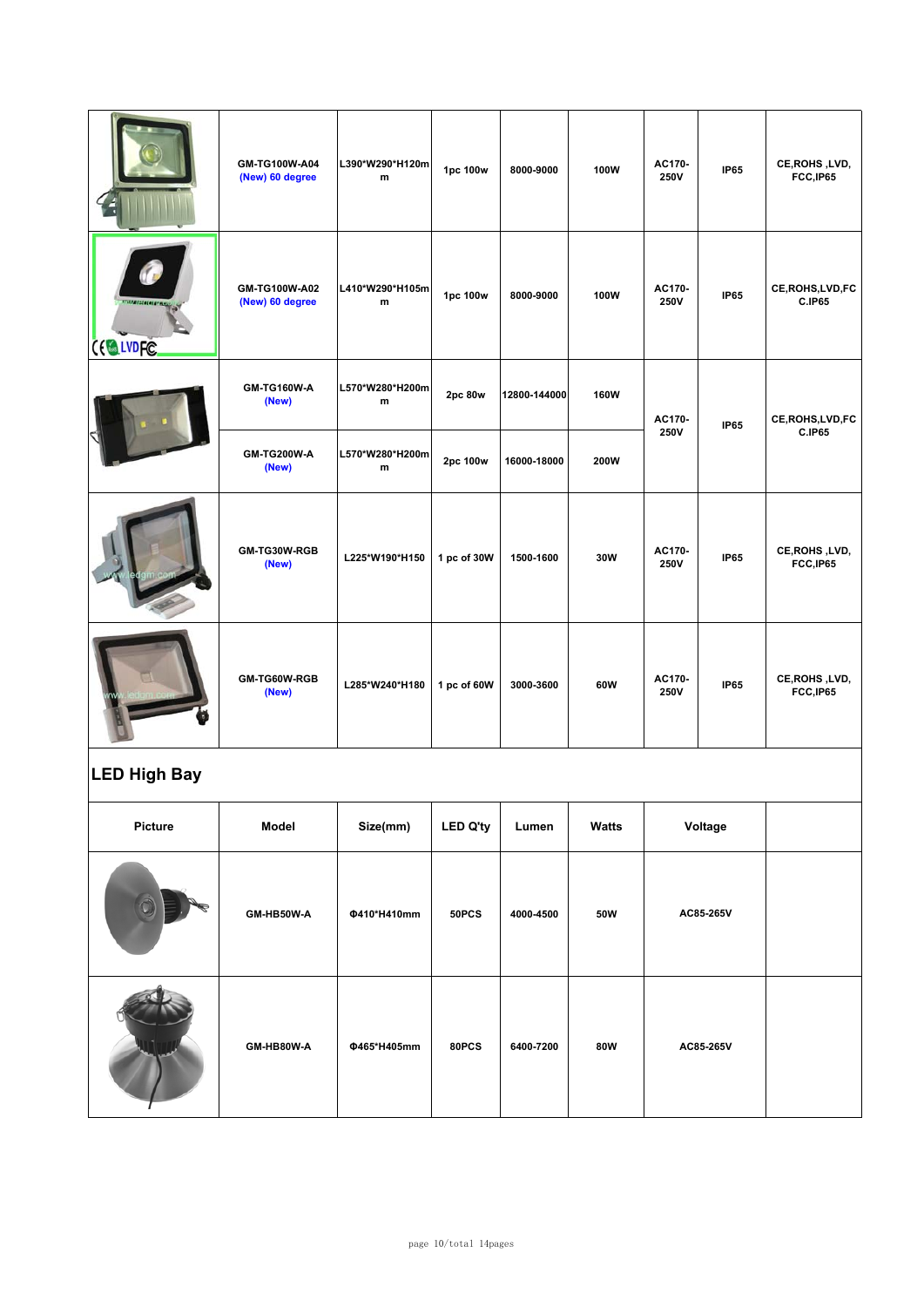|  | GM-TG100W-A04 (New) 60 degree | L390*W290*H120mm | 1pc 100w | 8000-9000 | 100W | AC170-250V | IP65 | CE,ROHS ,LVD, FCC,IP65 |
|---|---|---|---|---|---|---|---|---|
|  | GM-TG100W-A02 (New) 60 degree | L410*W290*H105mm | 1pc 100w | 8000-9000 | 100W | AC170-250V | IP65 | CE,ROHS,LVD,FCC.IP65 |
|  | GM-TG160W-A (New) | L570*W280*H200mm | 2pc 80w | 12800-144000 | 160W | AC170-250V | IP65 | CE,ROHS,LVD,FCC.IP65 |
|  | GM-TG200W-A (New) | L570*W280*H200mm | 2pc 100w | 16000-18000 | 200W |  |  |  |
|  | GM-TG30W-RGB (New) | L225*W190*H150 | 1 pc of 30W | 1500-1600 | 30W | AC170-250V | IP65 | CE,ROHS ,LVD, FCC,IP65 |
|  | GM-TG60W-RGB (New) | L285*W240*H180 | 1 pc of 60W | 3000-3600 | 60W | AC170-250V | IP65 | CE,ROHS ,LVD, FCC,IP65 |

## LED High Bay

| Picture | Model | Size(mm) | LED Q'ty | Lumen | Watts | Voltage |  |
|---|---|---|---|---|---|---|---|
|  | GM-HB50W-A | Φ410*H410mm | 50PCS | 4000-4500 | 50W | AC85-265V |  |
|  | GM-HB80W-A | Φ465*H405mm | 80PCS | 6400-7200 | 80W | AC85-265V |  |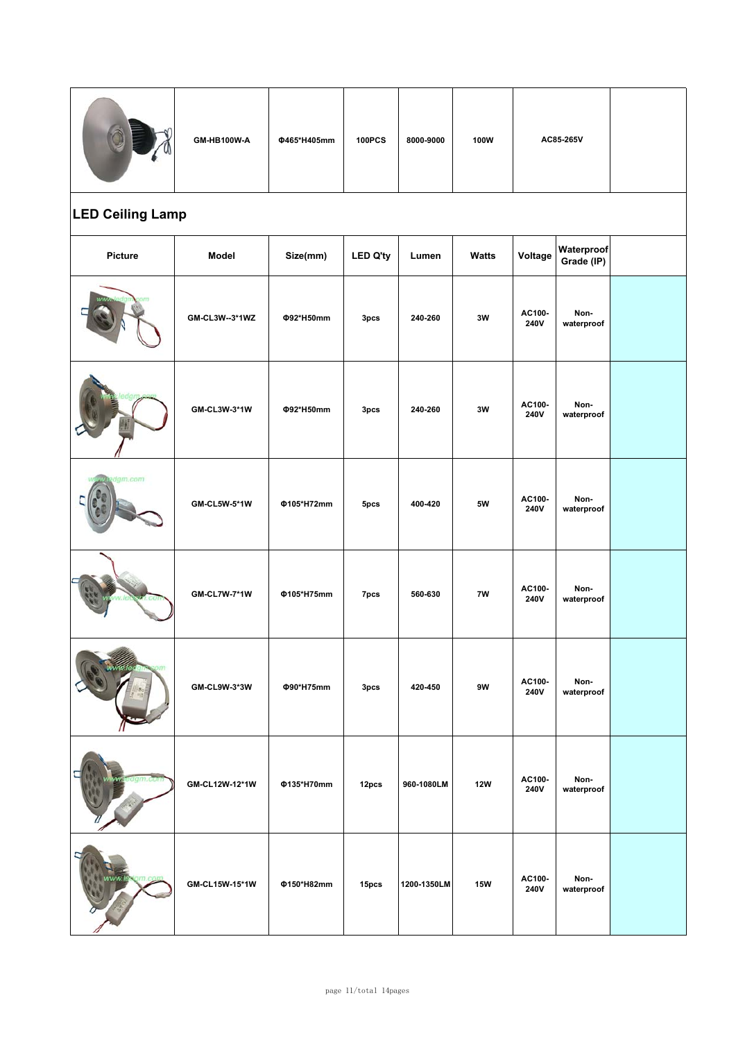| | GM-HB100W-A | Φ465*H405mm | 100PCS | 8000-9000 | 100W | AC85-265V | | |
|---|---|---|---|---|---|---|---|---|

## LED Ceiling Lamp

| Picture | Model | Size(mm) | LED Q'ty | Lumen | Watts | Voltage | Waterproof Grade (IP) | |
|---|---|---|---|---|---|---|---|---|
| | GM-CL3W--3*1WZ | Φ92*H50mm | 3pcs | 240-260 | 3W | AC100-240V | Non-waterproof | |
| | GM-CL3W-3*1W | Φ92*H50mm | 3pcs | 240-260 | 3W | AC100-240V | Non-waterproof | |
| | GM-CL5W-5*1W | Φ105*H72mm | 5pcs | 400-420 | 5W | AC100-240V | Non-waterproof | |
| | GM-CL7W-7*1W | Φ105*H75mm | 7pcs | 560-630 | 7W | AC100-240V | Non-waterproof | |
| | GM-CL9W-3*3W | Φ90*H75mm | 3pcs | 420-450 | 9W | AC100-240V | Non-waterproof | |
| | GM-CL12W-12*1W | Φ135*H70mm | 12pcs | 960-1080LM | 12W | AC100-240V | Non-waterproof | |
| | GM-CL15W-15*1W | Φ150*H82mm | 15pcs | 1200-1350LM | 15W | AC100-240V | Non-waterproof | |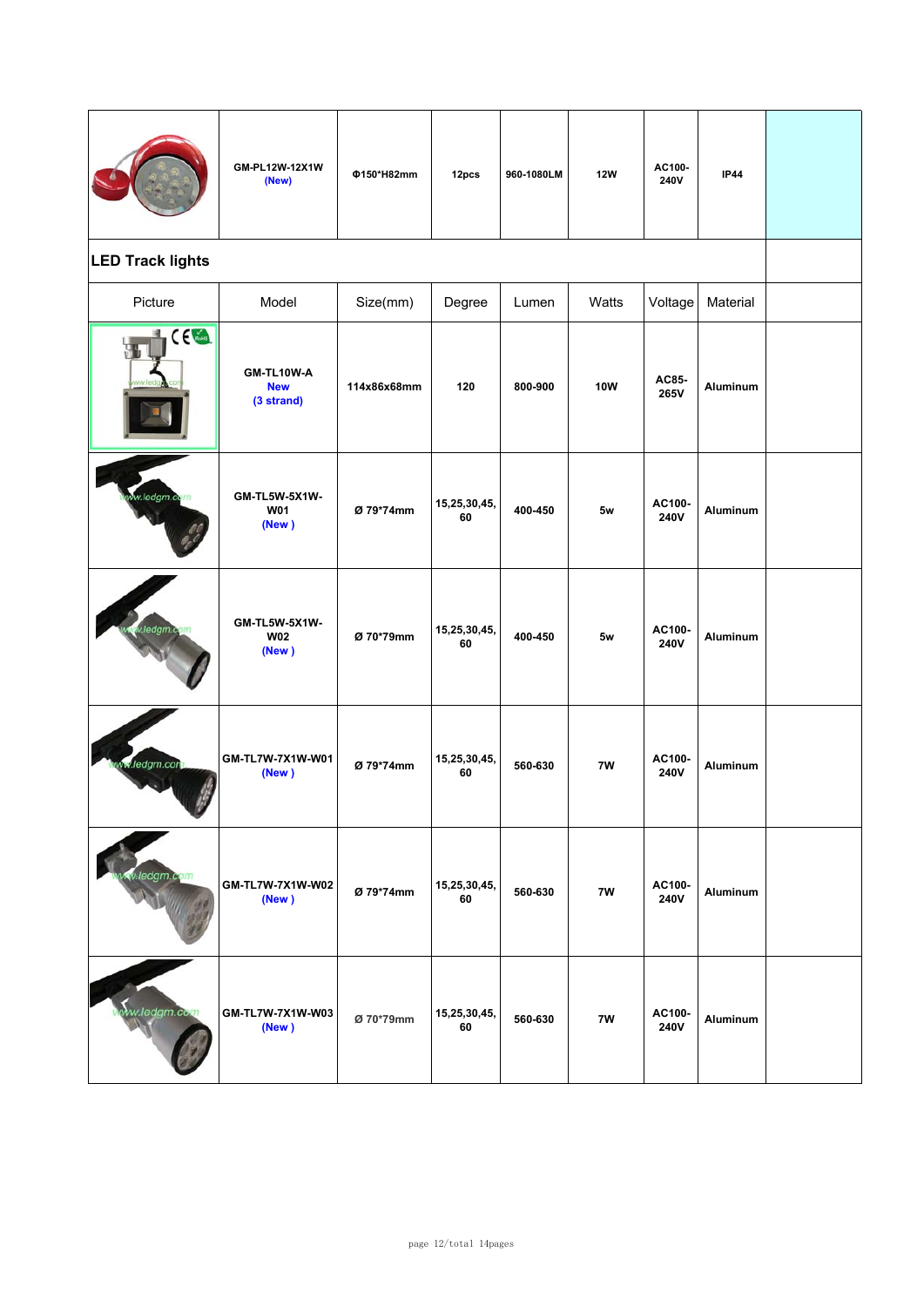| | GM-PL12W-12X1W (New) | Φ150*H82mm | 12pcs | 960-1080LM | 12W | AC100-240V | IP44 | |
|---|---|---|---|---|---|---|---|---|

## LED Track lights

| Picture | Model | Size(mm) | Degree | Lumen | Watts | Voltage | Material | |
|---|---|---|---|---|---|---|---|---|
| | **GM-TL10W-A** New (3 strand) | **114x86x68mm** | **120** | **800-900** | **10W** | **AC85-265V** | **Aluminum** | |
| | **GM-TL5W-5X1W-W01** (New ) | **Ø 79*74mm** | **15,25,30,45, 60** | **400-450** | **5w** | **AC100-240V** | **Aluminum** | |
| | **GM-TL5W-5X1W-W02** (New ) | **Ø 70*79mm** | **15,25,30,45, 60** | **400-450** | **5w** | **AC100-240V** | **Aluminum** | |
| | **GM-TL7W-7X1W-W01** (New ) | **Ø 79*74mm** | **15,25,30,45, 60** | **560-630** | **7W** | **AC100-240V** | **Aluminum** | |
| | **GM-TL7W-7X1W-W02** (New ) | **Ø 79*74mm** | **15,25,30,45, 60** | **560-630** | **7W** | **AC100-240V** | **Aluminum** | |
| | **GM-TL7W-7X1W-W03** (New ) | Ø 70*79mm | **15,25,30,45, 60** | **560-630** | **7W** | **AC100-240V** | **Aluminum** | |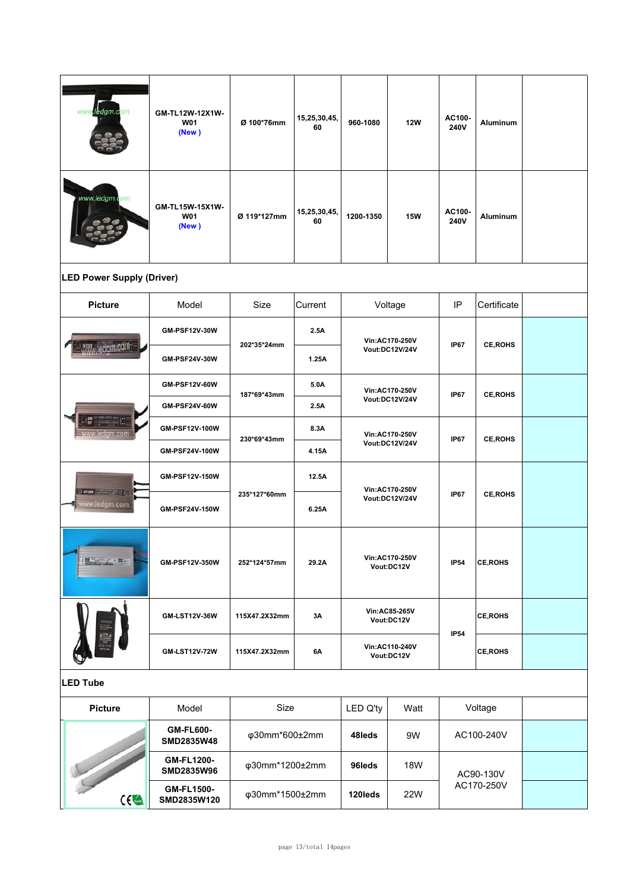| | | | | | | | | |
|---|---|---|---|---|---|---|---|---|
| | GM-TL12W-12X1W-W01 (New ) | Ø 100*76mm | 15,25,30,45, 60 | 960-1080 | 12W | AC100-240V | Aluminum | |
| | GM-TL15W-15X1W-W01 (New ) | Ø 119*127mm | 15,25,30,45, 60 | 1200-1350 | 15W | AC100-240V | Aluminum | |

**LED Power Supply (Driver)**

| Picture | Model | Size | Current | Voltage | IP | Certificate | |
|---|---|---|---|---|---|---|---|
| | GM-PSF12V-30W | 202*35*24mm | 2.5A | Vin:AC170-250V Vout:DC12V/24V | IP67 | CE,ROHS | |
| | GM-PSF24V-30W | | 1.25A | | | | |
| | GM-PSF12V-60W | 187*69*43mm | 5.0A | Vin:AC170-250V Vout:DC12V/24V | IP67 | CE,ROHS | |
| | GM-PSF24V-60W | | 2.5A | | | | |
| | GM-PSF12V-100W | 230*69*43mm | 8.3A | Vin:AC170-250V Vout:DC12V/24V | IP67 | CE,ROHS | |
| | GM-PSF24V-100W | | 4.15A | | | | |
| | GM-PSF12V-150W | 235*127*60mm | 12.5A | Vin:AC170-250V Vout:DC12V/24V | IP67 | CE,ROHS | |
| | GM-PSF24V-150W | | 6.25A | | | | |
| | GM-PSF12V-350W | 252*124*57mm | 29.2A | Vin:AC170-250V Vout:DC12V | IP54 | CE,ROHS | |
| | GM-LST12V-36W | 115X47.2X32mm | 3A | Vin:AC85-265V Vout:DC12V | IP54 | CE,ROHS | |
| | GM-LST12V-72W | 115X47.2X32mm | 6A | Vin:AC110-240V Vout:DC12V | | CE,ROHS | |

**LED Tube**

| Picture | Model | Size | LED Q'ty | Watt | Voltage | |
|---|---|---|---|---|---|---|
| | GM-FL600-SMD2835W48 | φ30mm*600±2mm | 48leds | 9W | AC100-240V | |
| | GM-FL1200-SMD2835W96 | φ30mm*1200±2mm | 96leds | 18W | AC90-130V AC170-250V | |
| | GM-FL1500-SMD2835W120 | φ30mm*1500±2mm | 120leds | 22W | | |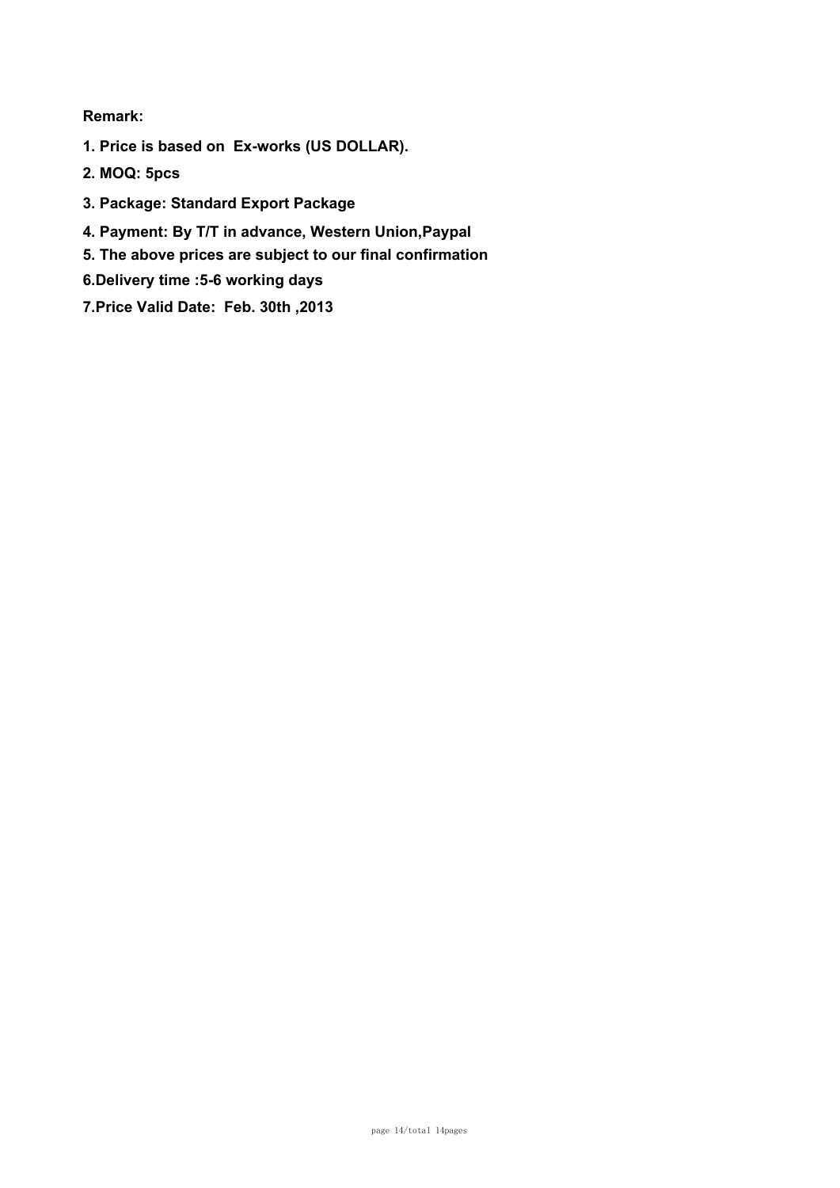**Remark:**

**1. Price is based on Ex-works (US DOLLAR).**

**2. MOQ: 5pcs**

**3. Package: Standard Export Package**

**4. Payment: By T/T in advance, Western Union,Paypal**

**5. The above prices are subject to our final confirmation**

**6.Delivery time :5-6 working days**

**7.Price Valid Date: Feb. 30th ,2013**